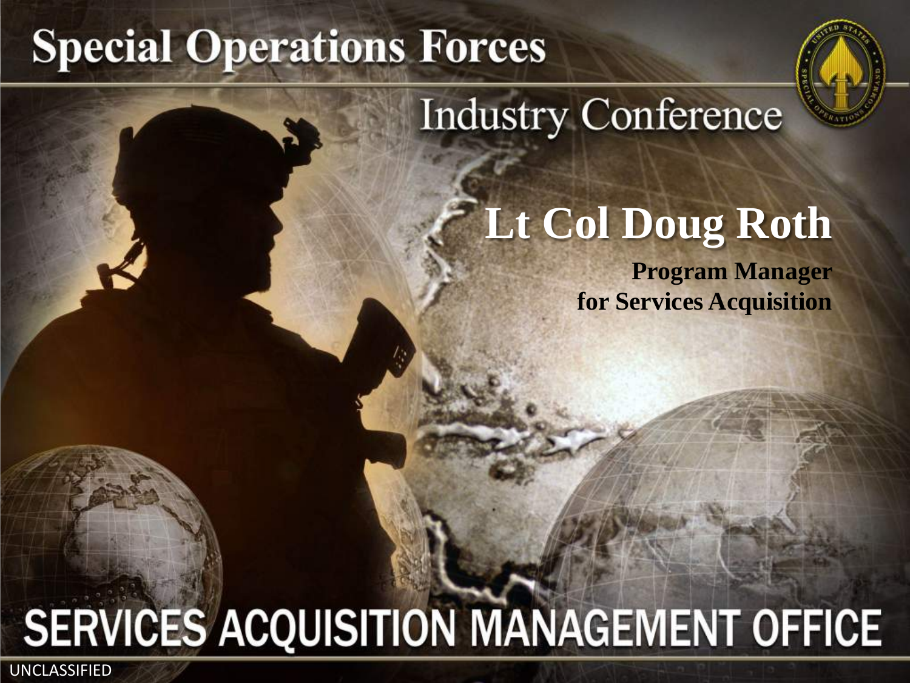# Special Operations Forces

## Industry Conference

## Lt Col Doug Roth

**Program Manager**
**for Services Acquisition**

# SERVICES ACQUISITION MANAGEMENT OFFICE

UNCLASSIFIED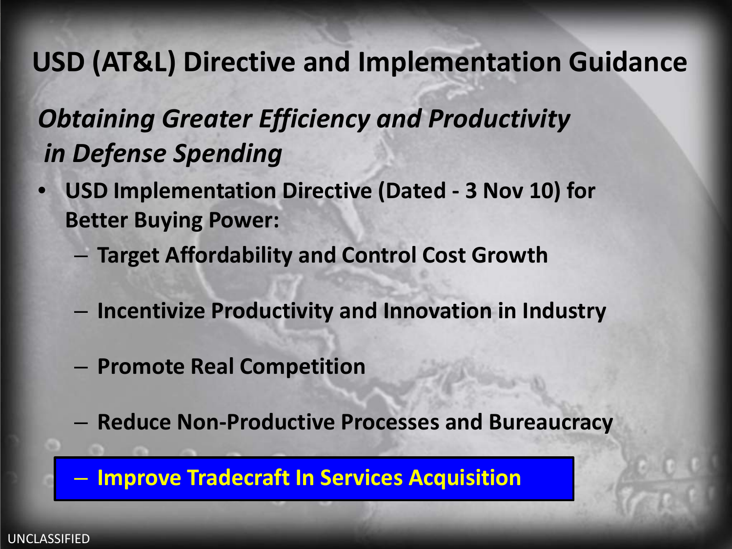# USD (AT&L) Directive and Implementation Guidance

## *Obtaining Greater Efficiency and Productivity in Defense Spending*

- **USD Implementation Directive (Dated - 3 Nov 10) for Better Buying Power:**
  - **Target Affordability and Control Cost Growth**
  - **Incentivize Productivity and Innovation in Industry**
  - **Promote Real Competition**
  - **Reduce Non-Productive Processes and Bureaucracy**
  - **Improve Tradecraft In Services Acquisition**

UNCLASSIFIED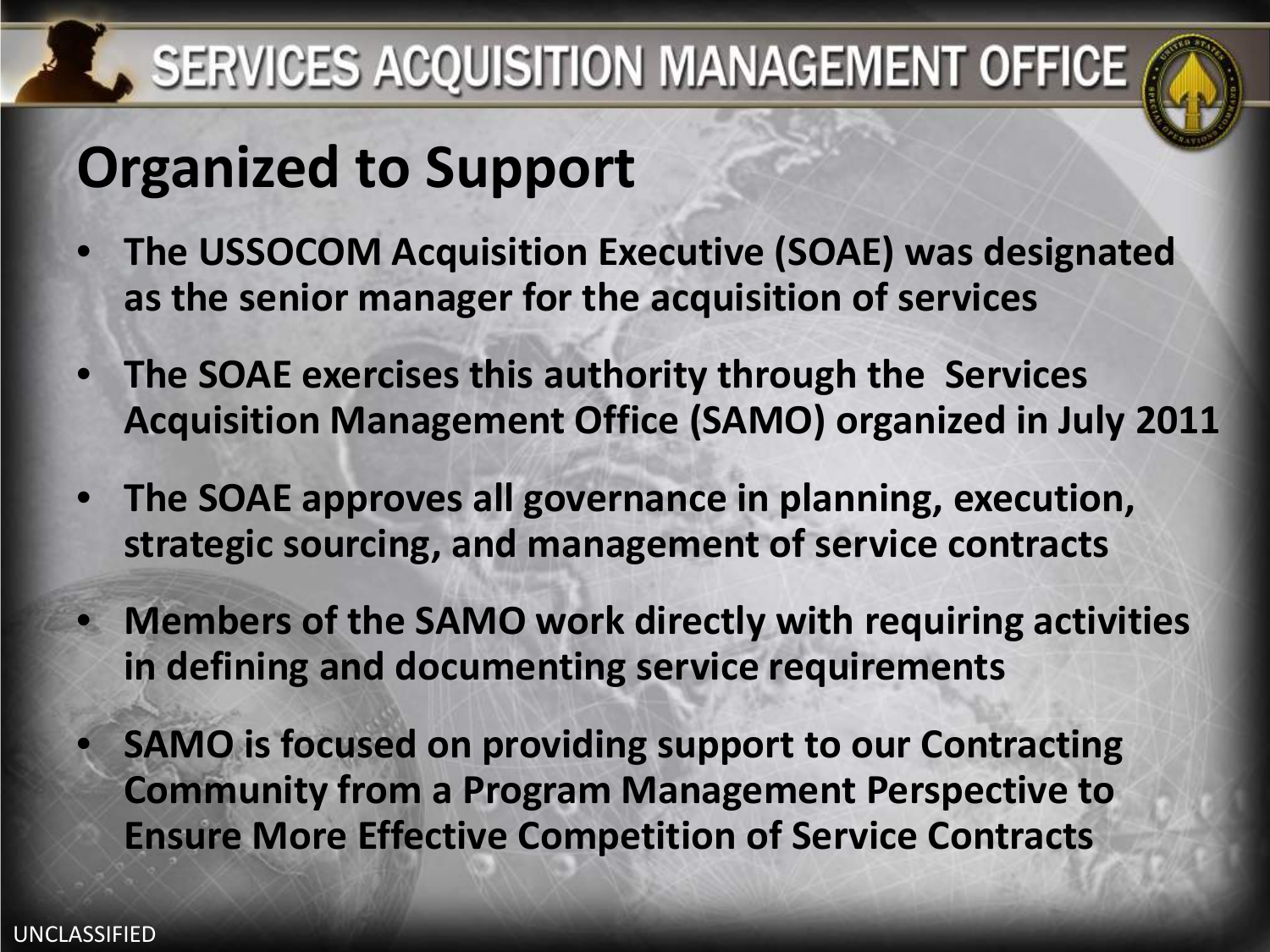# SERVICES ACQUISITION MANAGEMENT OFFICE

## Organized to Support

- **The USSOCOM Acquisition Executive (SOAE) was designated as the senior manager for the acquisition of services**
- **The SOAE exercises this authority through the Services Acquisition Management Office (SAMO) organized in July 2011**
- **The SOAE approves all governance in planning, execution, strategic sourcing, and management of service contracts**
- **Members of the SAMO work directly with requiring activities in defining and documenting service requirements**
- **SAMO is focused on providing support to our Contracting Community from a Program Management Perspective to Ensure More Effective Competition of Service Contracts**

UNCLASSIFIED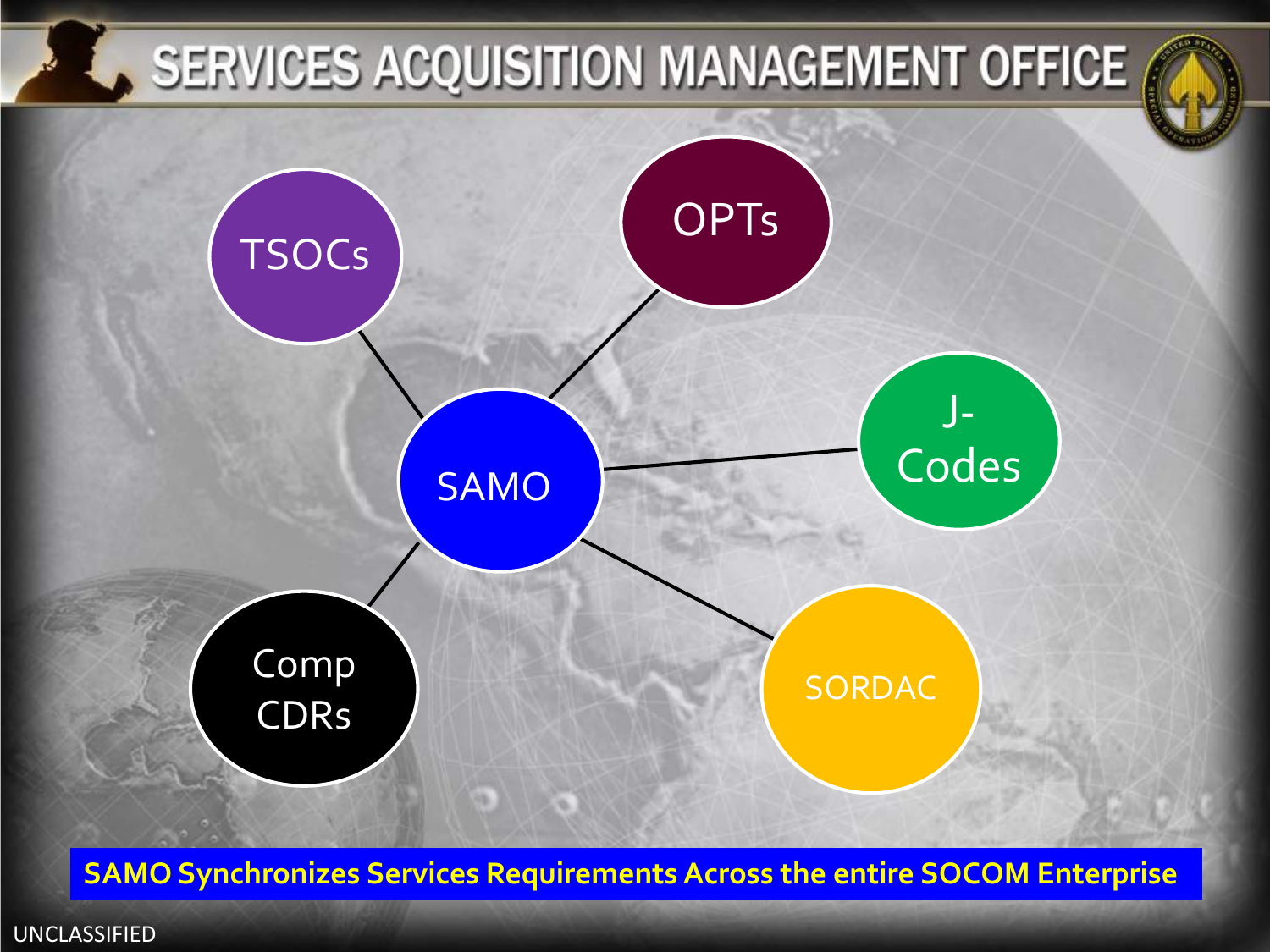# SERVICES ACQUISITION MANAGEMENT OFFICE

- TSOCs
- OPTs
- SAMO
- J-Codes
- Comp CDRs
- SORDAC

**SAMO Synchronizes Services Requirements Across the entire SOCOM Enterprise**

UNCLASSIFIED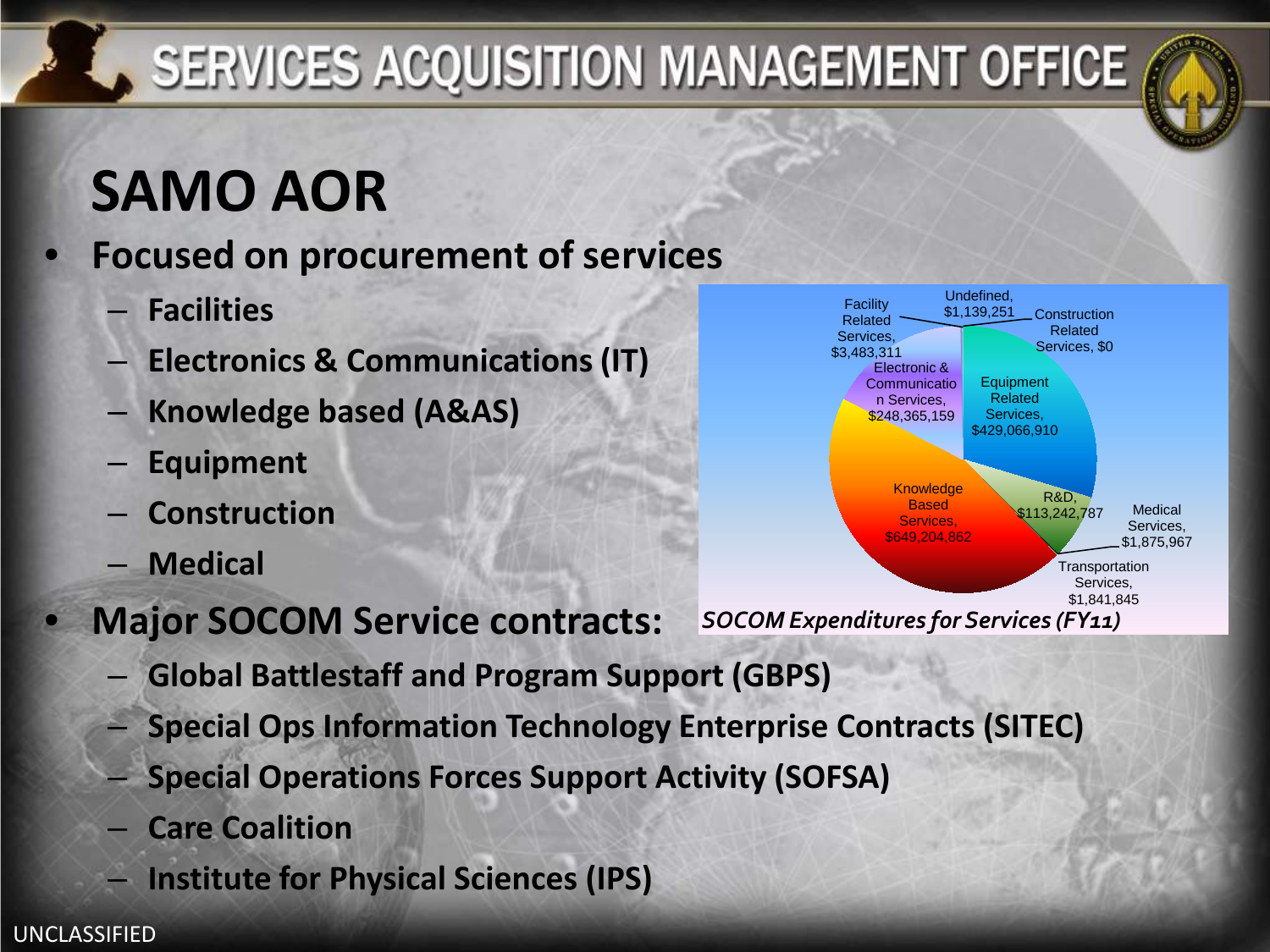SERVICES ACQUISITION MANAGEMENT OFFICE

# SAMO AOR

- **Focused on procurement of services**
  - **Facilities**
  - **Electronics & Communications (IT)**
  - **Knowledge based (A&AS)**
  - **Equipment**
  - **Construction**
  - **Medical**

| Category | Expenditure |
|---|---|
| Undefined | $1,139,251 |
| Construction Related Services | $0 |
| Facility Related Services | $3,483,311 |
| Electronic & Communication Services | $248,365,159 |
| Equipment Related Services | $429,066,910 |
| Knowledge Based Services | $649,204,862 |
| R&D | $113,242,787 |
| Medical Services | $1,875,967 |
| Transportation Services | $1,841,845 |

*SOCOM Expenditures for Services (FY11)*

- **Major SOCOM Service contracts:**
  - **Global Battlestaff and Program Support (GBPS)**
  - **Special Ops Information Technology Enterprise Contracts (SITEC)**
  - **Special Operations Forces Support Activity (SOFSA)**
  - **Care Coalition**
  - **Institute for Physical Sciences (IPS)**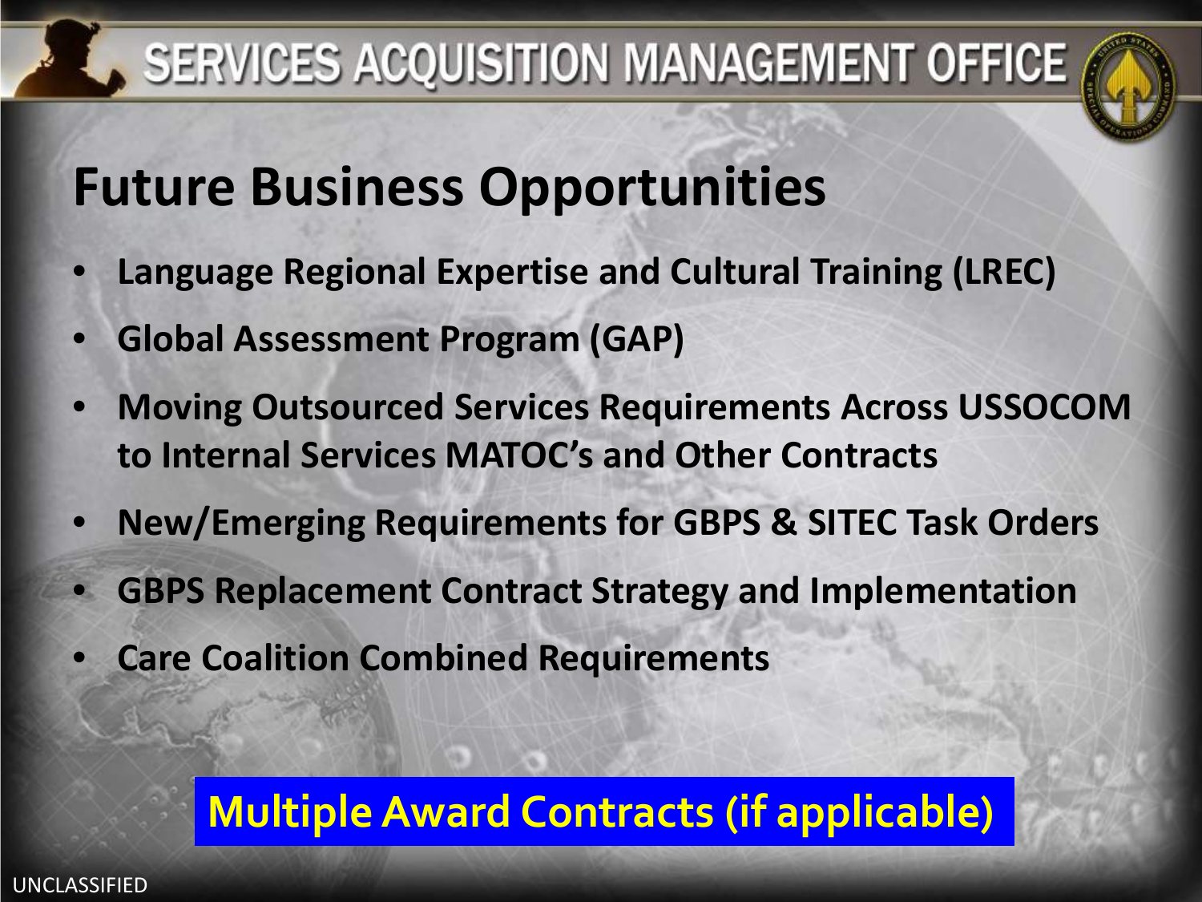# SERVICES ACQUISITION MANAGEMENT OFFICE

## Future Business Opportunities

- **Language Regional Expertise and Cultural Training (LREC)**
- **Global Assessment Program (GAP)**
- **Moving Outsourced Services Requirements Across USSOCOM to Internal Services MATOC's and Other Contracts**
- **New/Emerging Requirements for GBPS & SITEC Task Orders**
- **GBPS Replacement Contract Strategy and Implementation**
- **Care Coalition Combined Requirements**

**Multiple Award Contracts (if applicable)**

UNCLASSIFIED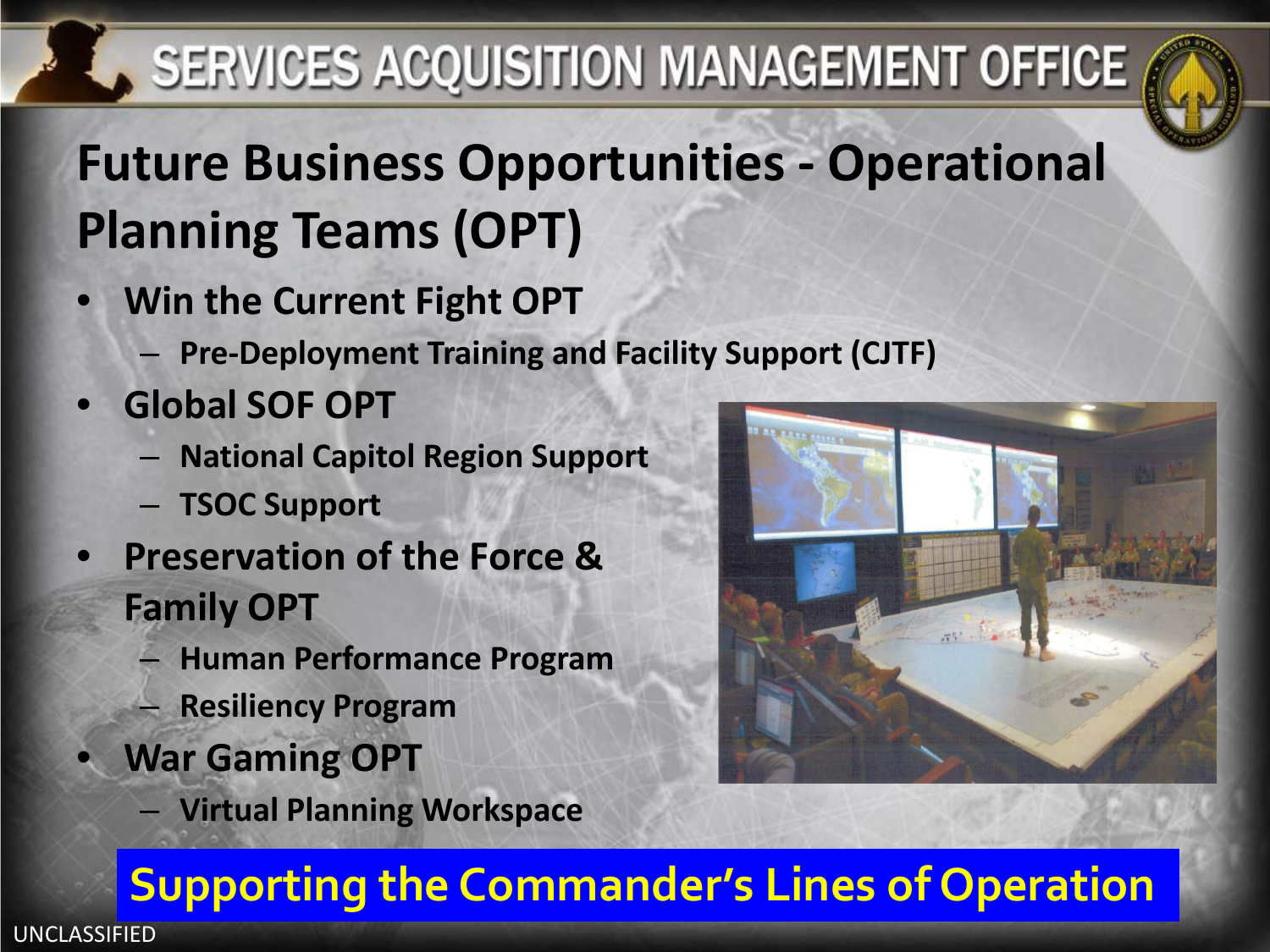# Future Business Opportunities - Operational Planning Teams (OPT)

- **Win the Current Fight OPT**
  - **Pre-Deployment Training and Facility Support (CJTF)**
- **Global SOF OPT**
  - **National Capitol Region Support**
  - **TSOC Support**
- **Preservation of the Force & Family OPT**
  - **Human Performance Program**
  - **Resiliency Program**
- **War Gaming OPT**
  - **Virtual Planning Workspace**

**Supporting the Commander's Lines of Operation**

UNCLASSIFIED